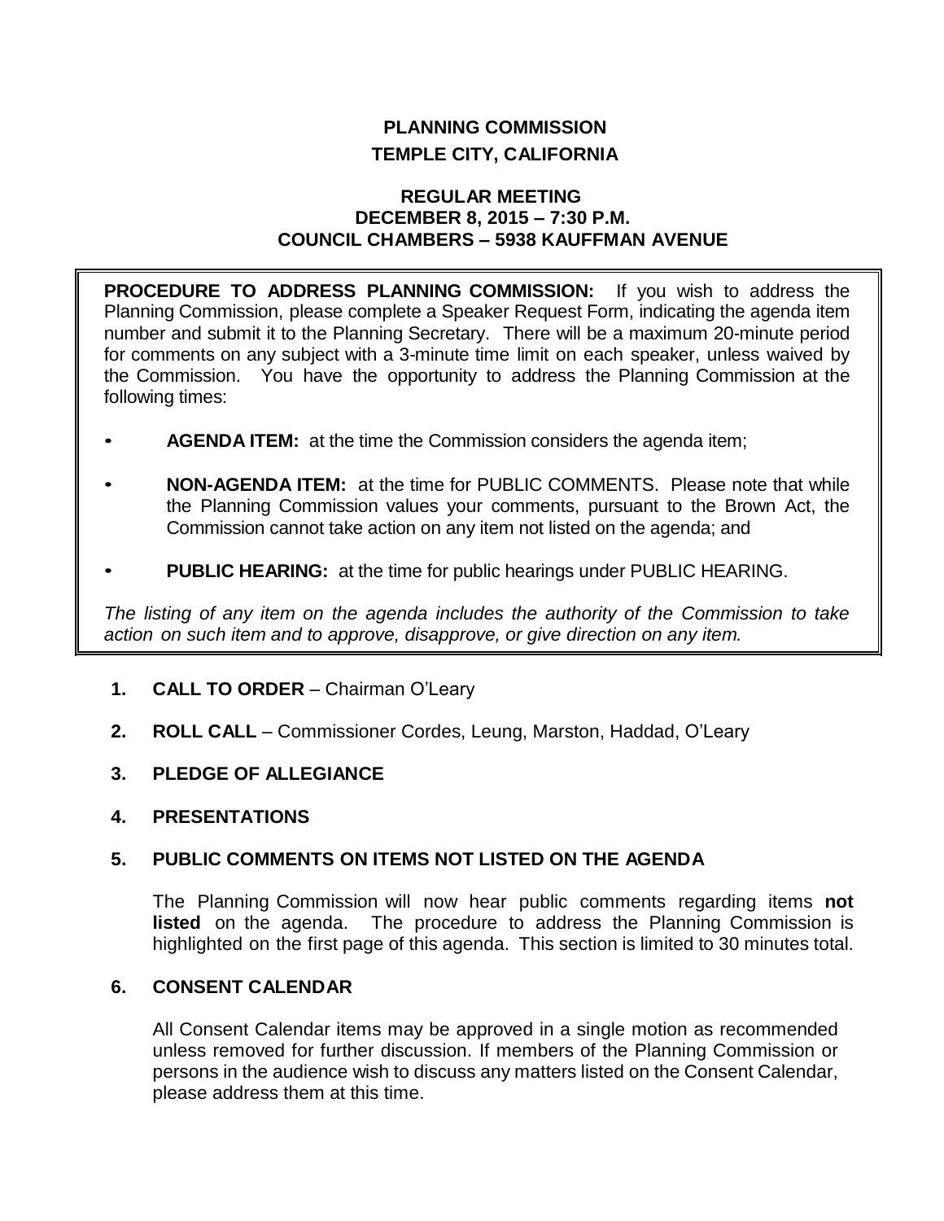# PLANNING COMMISSION
## TEMPLE CITY, CALIFORNIA

### REGULAR MEETING
### DECEMBER 8, 2015 – 7:30 P.M.
### COUNCIL CHAMBERS – 5938 KAUFFMAN AVENUE

**PROCEDURE TO ADDRESS PLANNING COMMISSION:** If you wish to address the Planning Commission, please complete a Speaker Request Form, indicating the agenda item number and submit it to the Planning Secretary. There will be a maximum 20-minute period for comments on any subject with a 3-minute time limit on each speaker, unless waived by the Commission. You have the opportunity to address the Planning Commission at the following times:

- **AGENDA ITEM:** at the time the Commission considers the agenda item;
- **NON-AGENDA ITEM:** at the time for PUBLIC COMMENTS. Please note that while the Planning Commission values your comments, pursuant to the Brown Act, the Commission cannot take action on any item not listed on the agenda; and
- **PUBLIC HEARING:** at the time for public hearings under PUBLIC HEARING.

*The listing of any item on the agenda includes the authority of the Commission to take action on such item and to approve, disapprove, or give direction on any item.*

**1. CALL TO ORDER** – Chairman O'Leary

**2. ROLL CALL** – Commissioner Cordes, Leung, Marston, Haddad, O'Leary

**3. PLEDGE OF ALLEGIANCE**

**4. PRESENTATIONS**

**5. PUBLIC COMMENTS ON ITEMS NOT LISTED ON THE AGENDA**

The Planning Commission will now hear public comments regarding items **not listed** on the agenda. The procedure to address the Planning Commission is highlighted on the first page of this agenda. This section is limited to 30 minutes total.

**6. CONSENT CALENDAR**

All Consent Calendar items may be approved in a single motion as recommended unless removed for further discussion. If members of the Planning Commission or persons in the audience wish to discuss any matters listed on the Consent Calendar, please address them at this time.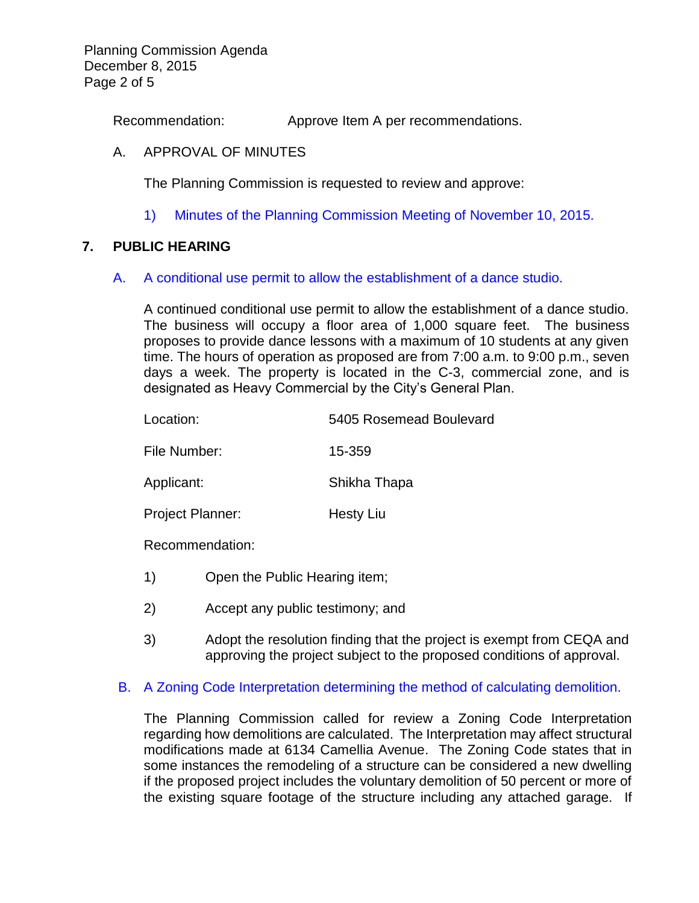Recommendation: Approve Item A per recommendations.

A. APPROVAL OF MINUTES

The Planning Commission is requested to review and approve:

1) Minutes of the Planning Commission Meeting of November 10, 2015.

## 7. PUBLIC HEARING

A. A conditional use permit to allow the establishment of a dance studio.

A continued conditional use permit to allow the establishment of a dance studio. The business will occupy a floor area of 1,000 square feet. The business proposes to provide dance lessons with a maximum of 10 students at any given time. The hours of operation as proposed are from 7:00 a.m. to 9:00 p.m., seven days a week. The property is located in the C-3, commercial zone, and is designated as Heavy Commercial by the City's General Plan.

Location: 5405 Rosemead Boulevard

File Number: 15-359

Applicant: Shikha Thapa

Project Planner: Hesty Liu

Recommendation:

1) Open the Public Hearing item;

2) Accept any public testimony; and

3) Adopt the resolution finding that the project is exempt from CEQA and approving the project subject to the proposed conditions of approval.

B. A Zoning Code Interpretation determining the method of calculating demolition.

The Planning Commission called for review a Zoning Code Interpretation regarding how demolitions are calculated. The Interpretation may affect structural modifications made at 6134 Camellia Avenue. The Zoning Code states that in some instances the remodeling of a structure can be considered a new dwelling if the proposed project includes the voluntary demolition of 50 percent or more of the existing square footage of the structure including any attached garage. If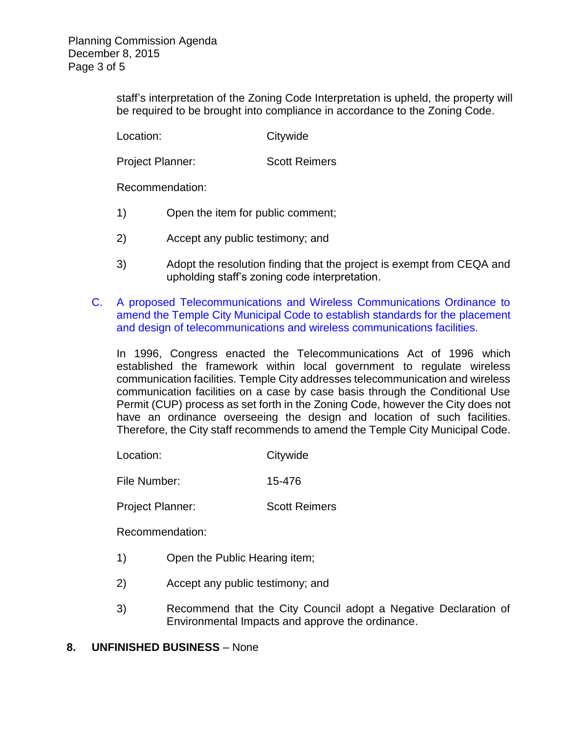staff's interpretation of the Zoning Code Interpretation is upheld, the property will be required to be brought into compliance in accordance to the Zoning Code.

Location: Citywide

Project Planner: Scott Reimers

Recommendation:

1) Open the item for public comment;

2) Accept any public testimony; and

3) Adopt the resolution finding that the project is exempt from CEQA and upholding staff's zoning code interpretation.

C. A proposed Telecommunications and Wireless Communications Ordinance to amend the Temple City Municipal Code to establish standards for the placement and design of telecommunications and wireless communications facilities.

In 1996, Congress enacted the Telecommunications Act of 1996 which established the framework within local government to regulate wireless communication facilities. Temple City addresses telecommunication and wireless communication facilities on a case by case basis through the Conditional Use Permit (CUP) process as set forth in the Zoning Code, however the City does not have an ordinance overseeing the design and location of such facilities. Therefore, the City staff recommends to amend the Temple City Municipal Code.

Location: Citywide

File Number: 15-476

Project Planner: Scott Reimers

Recommendation:

1) Open the Public Hearing item;

2) Accept any public testimony; and

3) Recommend that the City Council adopt a Negative Declaration of Environmental Impacts and approve the ordinance.

**8. UNFINISHED BUSINESS** – None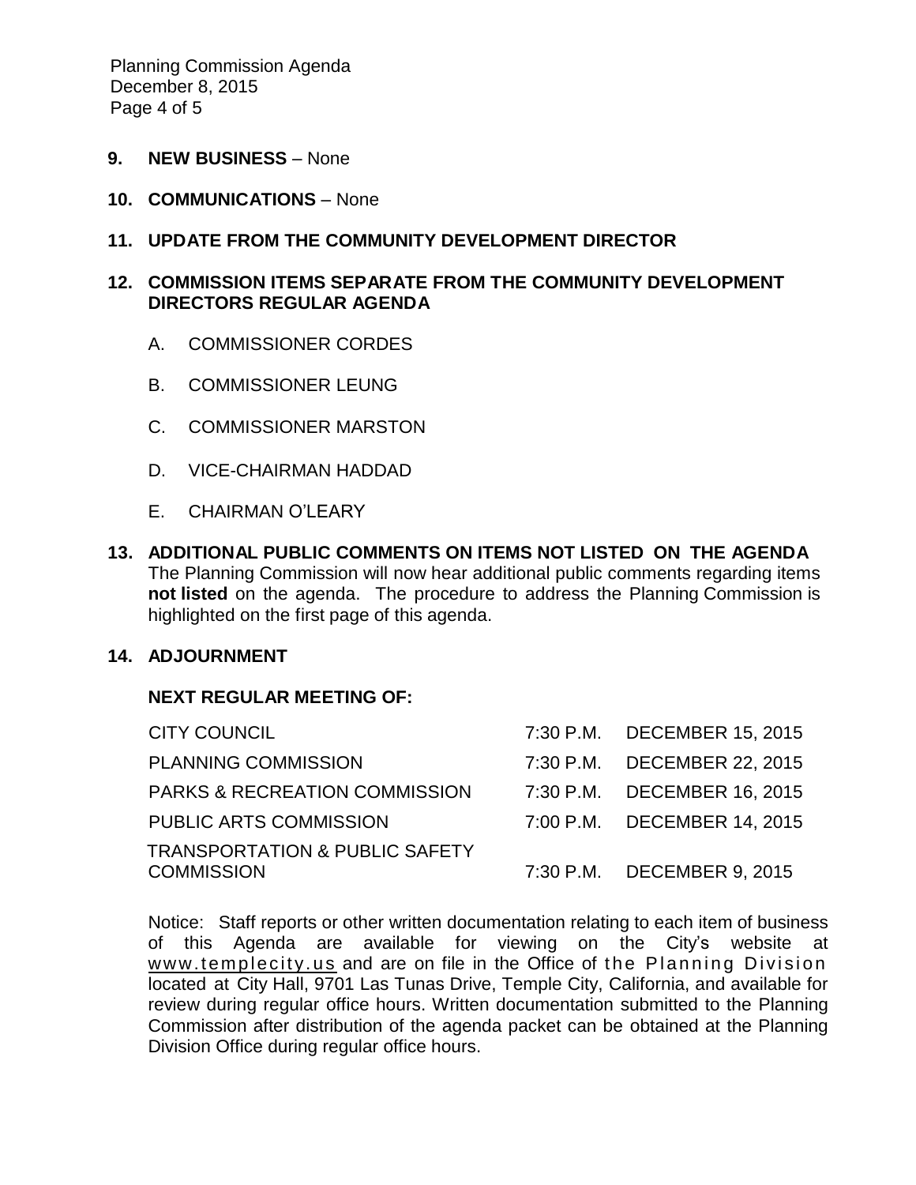**9. NEW BUSINESS** – None

**10. COMMUNICATIONS** – None

**11. UPDATE FROM THE COMMUNITY DEVELOPMENT DIRECTOR**

**12. COMMISSION ITEMS SEPARATE FROM THE COMMUNITY DEVELOPMENT DIRECTORS REGULAR AGENDA**

A. COMMISSIONER CORDES

B. COMMISSIONER LEUNG

C. COMMISSIONER MARSTON

D. VICE-CHAIRMAN HADDAD

E. CHAIRMAN O'LEARY

**13. ADDITIONAL PUBLIC COMMENTS ON ITEMS NOT LISTED ON THE AGENDA**

The Planning Commission will now hear additional public comments regarding items **not listed** on the agenda. The procedure to address the Planning Commission is highlighted on the first page of this agenda.

**14. ADJOURNMENT**

**NEXT REGULAR MEETING OF:**

| | | |
|---|---|---|
| CITY COUNCIL | 7:30 P.M. | DECEMBER 15, 2015 |
| PLANNING COMMISSION | 7:30 P.M. | DECEMBER 22, 2015 |
| PARKS & RECREATION COMMISSION | 7:30 P.M. | DECEMBER 16, 2015 |
| PUBLIC ARTS COMMISSION | 7:00 P.M. | DECEMBER 14, 2015 |
| TRANSPORTATION & PUBLIC SAFETY COMMISSION | 7:30 P.M. | DECEMBER 9, 2015 |

Notice: Staff reports or other written documentation relating to each item of business of this Agenda are available for viewing on the City's website at www.templecity.us and are on file in the Office of the Planning Division located at City Hall, 9701 Las Tunas Drive, Temple City, California, and available for review during regular office hours. Written documentation submitted to the Planning Commission after distribution of the agenda packet can be obtained at the Planning Division Office during regular office hours.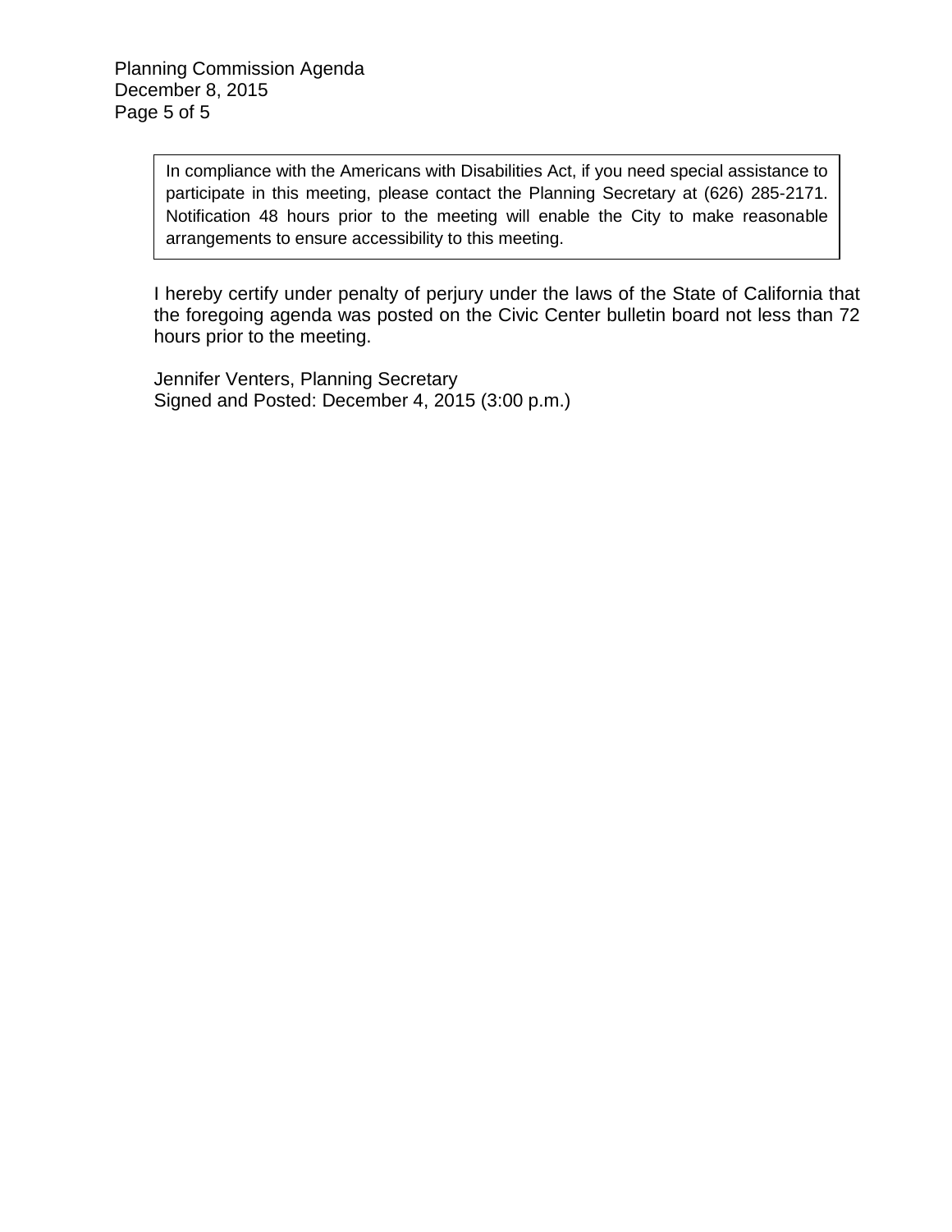In compliance with the Americans with Disabilities Act, if you need special assistance to participate in this meeting, please contact the Planning Secretary at (626) 285-2171. Notification 48 hours prior to the meeting will enable the City to make reasonable arrangements to ensure accessibility to this meeting.

I hereby certify under penalty of perjury under the laws of the State of California that the foregoing agenda was posted on the Civic Center bulletin board not less than 72 hours prior to the meeting.

Jennifer Venters, Planning Secretary
Signed and Posted: December 4, 2015 (3:00 p.m.)